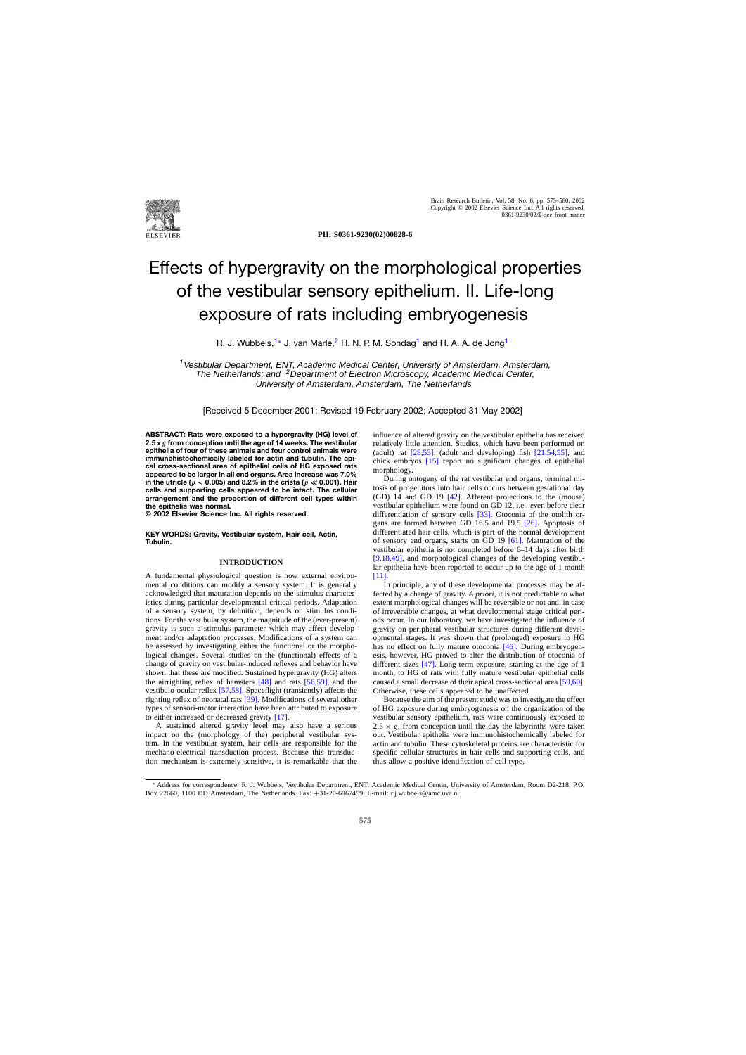PII: S0361-9230(02)00828-6

# Effects of hypergravity on the morphological properties of the vestibular sensory epithelium. II. Life-long exposure of rats including embryogenesis

R. J. Wubbels,[1]* J. van Marle,[2] H. N. P. M. Sondag[1] and H. A. A. de Jong[1]

[1]*Vestibular Department, ENT, Academic Medical Center, University of Amsterdam, Amsterdam, The Netherlands; and* [2]*Department of Electron Microscopy, Academic Medical Center, University of Amsterdam, Amsterdam, The Netherlands*

[Received 5 December 2001; Revised 19 February 2002; Accepted 31 May 2002]

**ABSTRACT: Rats were exposed to a hypergravity (HG) level of 2.5 × *g* from conception until the age of 14 weeks. The vestibular epithelia of four of these animals and four control animals were immunohistochemically labeled for actin and tubulin. The apical cross-sectional area of epithelial cells of HG exposed rats appeared to be larger in all end organs. Area increase was 7.0% in the utricle ($p < 0.005$) and 8.2% in the crista ($p \ll 0.001$). Hair cells and supporting cells appeared to be intact. The cellular arrangement and the proportion of different cell types within the epithelia was normal.**

**© 2002 Elsevier Science Inc. All rights reserved.**

**KEY WORDS: Gravity, Vestibular system, Hair cell, Actin, Tubulin.**

## INTRODUCTION

A fundamental physiological question is how external environmental conditions can modify a sensory system. It is generally acknowledged that maturation depends on the stimulus characteristics during particular developmental critical periods. Adaptation of a sensory system, by definition, depends on stimulus conditions. For the vestibular system, the magnitude of the (ever-present) gravity is such a stimulus parameter which may affect development and/or adaptation processes. Modifications of a system can be assessed by investigating either the functional or the morphological changes. Several studies on the (functional) effects of a change of gravity on vestibular-induced reflexes and behavior have shown that these are modified. Sustained hypergravity (HG) alters the airrighting reflex of hamsters [48] and rats [56,59], and the vestibulo-ocular reflex [57,58]. Spaceflight (transiently) affects the righting reflex of neonatal rats [39]. Modifications of several other types of sensori-motor interaction have been attributed to exposure to either increased or decreased gravity [17].

A sustained altered gravity level may also have a serious impact on the (morphology of the) peripheral vestibular system. In the vestibular system, hair cells are responsible for the mechano-electrical transduction process. Because this transduction mechanism is extremely sensitive, it is remarkable that the influence of altered gravity on the vestibular epithelia has received relatively little attention. Studies, which have been performed on (adult) rat [28,53], (adult and developing) fish [21,54,55], and chick embryos [15] report no significant changes of epithelial morphology.

During ontogeny of the rat vestibular end organs, terminal mitosis of progenitors into hair cells occurs between gestational day (GD) 14 and GD 19 [42]. Afferent projections to the (mouse) vestibular epithelium were found on GD 12, i.e., even before clear differentiation of sensory cells [33]. Otoconia of the otolith organs are formed between GD 16.5 and 19.5 [26]. Apoptosis of differentiated hair cells, which is part of the normal development of sensory end organs, starts on GD 19 [61]. Maturation of the vestibular epithelia is not completed before 6–14 days after birth [9,18,49], and morphological changes of the developing vestibular epithelia have been reported to occur up to the age of 1 month [11].

In principle, any of these developmental processes may be affected by a change of gravity. *A priori*, it is not predictable to what extent morphological changes will be reversible or not and, in case of irreversible changes, at what developmental stage critical periods occur. In our laboratory, we have investigated the influence of gravity on peripheral vestibular structures during different developmental stages. It was shown that (prolonged) exposure to HG has no effect on fully mature otoconia [46]. During embryogenesis, however, HG proved to alter the distribution of otoconia of different sizes [47]. Long-term exposure, starting at the age of 1 month, to HG of rats with fully mature vestibular epithelial cells caused a small decrease of their apical cross-sectional area [59,60]. Otherwise, these cells appeared to be unaffected.

Because the aim of the present study was to investigate the effect of HG exposure during embryogenesis on the organization of the vestibular sensory epithelium, rats were continuously exposed to $2.5 \times g$, from conception until the day the labyrinths were taken out. Vestibular epithelia were immunohistochemically labeled for actin and tubulin. These cytoskeletal proteins are characteristic for specific cellular structures in hair cells and supporting cells, and thus allow a positive identification of cell type.

* Address for correspondence: R. J. Wubbels, Vestibular Department, ENT, Academic Medical Center, University of Amsterdam, Room D2-218, P.O. Box 22660, 1100 DD Amsterdam, The Netherlands. Fax: +31-20-6967459; E-mail: r.j.wubbels@amc.uva.nl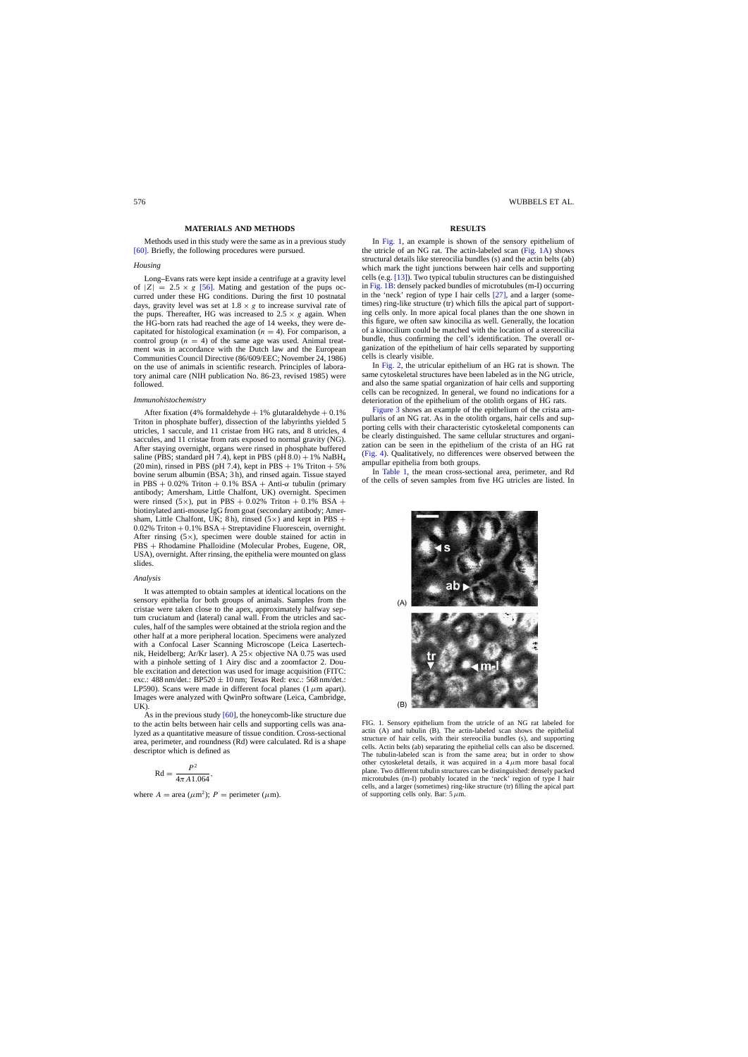## MATERIALS AND METHODS

Methods used in this study were the same as in a previous study [60]. Briefly, the following procedures were pursued.

### *Housing*

Long–Evans rats were kept inside a centrifuge at a gravity level of $|Z| = 2.5 \times g$ [56]. Mating and gestation of the pups occurred under these HG conditions. During the first 10 postnatal days, gravity level was set at $1.8 \times g$ to increase survival rate of the pups. Thereafter, HG was increased to $2.5 \times g$ again. When the HG-born rats had reached the age of 14 weeks, they were decapitated for histological examination ($n = 4$). For comparison, a control group ($n = 4$) of the same age was used. Animal treatment was in accordance with the Dutch law and the European Communities Council Directive (86/609/EEC; November 24, 1986) on the use of animals in scientific research. Principles of laboratory animal care (NIH publication No. 86-23, revised 1985) were followed.

### *Immunohistochemistry*

After fixation (4% formaldehyde + 1% glutaraldehyde + 0.1% Triton in phosphate buffer), dissection of the labyrinths yielded 5 utricles, 1 saccule, and 11 cristae from HG rats, and 8 utricles, 4 saccules, and 11 cristae from rats exposed to normal gravity (NG). After staying overnight, organs were rinsed in phosphate buffered saline (PBS; standard pH 7.4), kept in PBS (pH 8.0) + 1% $NaBH_4$ (20 min), rinsed in PBS (pH 7.4), kept in PBS + 1% Triton + 5% bovine serum albumin (BSA; 3 h), and rinsed again. Tissue stayed in PBS + 0.02% Triton + 0.1% BSA + Anti-$\alpha$ tubulin (primary antibody; Amersham, Little Chalfont, UK) overnight. Specimen were rinsed (5×), put in PBS + 0.02% Triton + 0.1% BSA + biotinylated anti-mouse IgG from goat (secondary antibody; Amersham, Little Chalfont, UK; 8 h), rinsed (5×) and kept in PBS + 0.02% Triton + 0.1% BSA + Streptavidine Fluorescein, overnight. After rinsing (5×), specimen were double stained for actin in PBS + Rhodamine Phalloidine (Molecular Probes, Eugene, OR, USA), overnight. After rinsing, the epithelia were mounted on glass slides.

### *Analysis*

It was attempted to obtain samples at identical locations on the sensory epithelia for both groups of animals. Samples from the cristae were taken close to the apex, approximately halfway septum cruciatum and (lateral) canal wall. From the utricles and saccules, half of the samples were obtained at the striola region and the other half at a more peripheral location. Specimens were analyzed with a Confocal Laser Scanning Microscope (Leica Lasertechnik, Heidelberg; Ar/Kr laser). A 25× objective NA 0.75 was used with a pinhole setting of 1 Airy disc and a zoomfactor 2. Double excitation and detection was used for image acquisition (FITC: exc.: 488 nm/det.: BP520 ± 10 nm; Texas Red: exc.: 568 nm/det.: LP590). Scans were made in different focal planes (1 $\mu$m apart). Images were analyzed with QwinPro software (Leica, Cambridge, UK).

As in the previous study [60], the honeycomb-like structure due to the actin belts between hair cells and supporting cells was analyzed as a quantitative measure of tissue condition. Cross-sectional area, perimeter, and roundness (Rd) were calculated. Rd is a shape descriptor which is defined as

$$\mathrm{Rd} = \frac{P^2}{4\pi A 1.064},$$

where $A$ = area ($\mu$m$^2$); $P$ = perimeter ($\mu$m).

## RESULTS

In Fig. 1, an example is shown of the sensory epithelium of the utricle of an NG rat. The actin-labeled scan (Fig. 1A) shows structural details like stereocilia bundles (s) and the actin belts (ab) which mark the tight junctions between hair cells and supporting cells (e.g. [13]). Two typical tubulin structures can be distinguished in Fig. 1B: densely packed bundles of microtubules (m-l) occurring in the 'neck' region of type I hair cells [27], and a larger (sometimes) ring-like structure (tr) which fills the apical part of supporting cells only. In more apical focal planes than the one shown in this figure, we often saw kinocilia as well. Generally, the location of a kinocilium could be matched with the location of a stereocilia bundle, thus confirming the cell's identification. The overall organization of the epithelium of hair cells separated by supporting cells is clearly visible.

In Fig. 2, the utricular epithelium of an HG rat is shown. The same cytoskeletal structures have been labeled as in the NG utricle, and also the same spatial organization of hair cells and supporting cells can be recognized. In general, we found no indications for a deterioration of the epithelium of the otolith organs of HG rats.

Figure 3 shows an example of the epithelium of the crista ampullaris of an NG rat. As in the otolith organs, hair cells and supporting cells with their characteristic cytoskeletal components can be clearly distinguished. The same cellular structures and organization can be seen in the epithelium of the crista of an HG rat (Fig. 4). Qualitatively, no differences were observed between the ampullar epithelia from both groups.

In Table 1, the mean cross-sectional area, perimeter, and Rd of the cells of seven samples from five HG utricles are listed. In

FIG. 1. Sensory epithelium from the utricle of an NG rat labeled for actin (A) and tubulin (B). The actin-labeled scan shows the epithelial structure of hair cells, with their stereocilial bundles (s), and supporting cells. Actin belts (ab) separating the epithelial cells can also be discerned. The tubulin-labeled scan is from the same area; but in order to show other cytoskeletal details, it was acquired in a 4 $\mu$m more basal focal plane. Two different tubulin structures can be distinguished: densely packed microtubules (m-l) probably located in the 'neck' region of type I hair cells, and a larger (sometimes) ring-like structure (tr) filling the apical part of supporting cells only. Bar: 5 $\mu$m.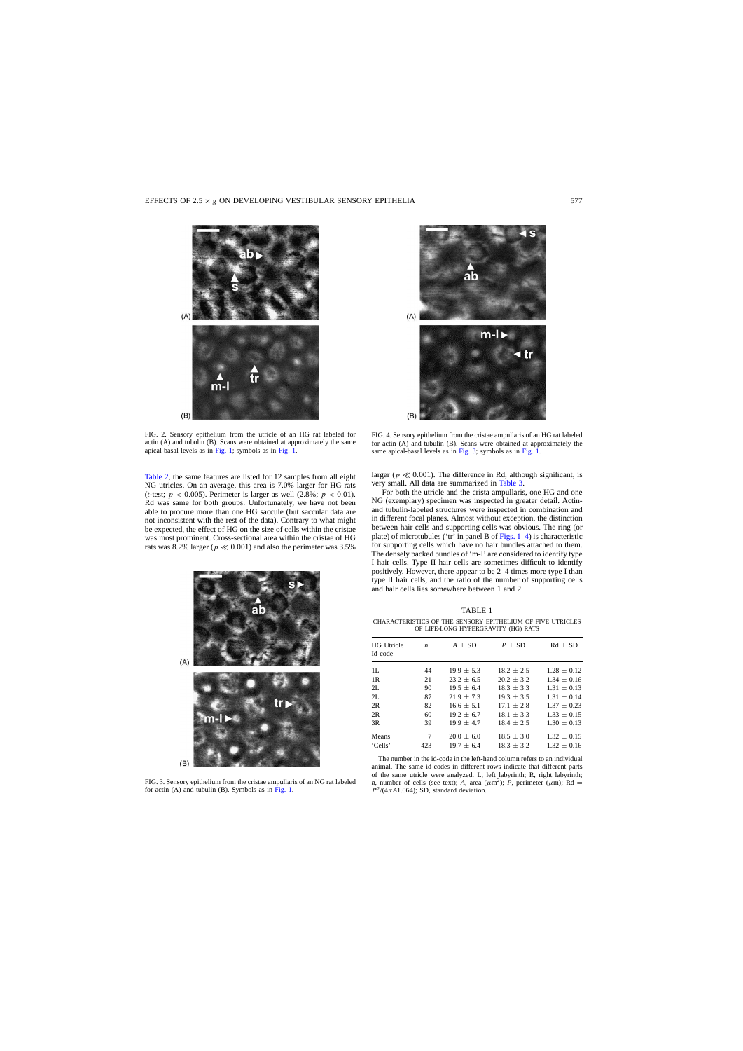FIG. 2. Sensory epithelium from the utricle of an HG rat labeled for actin (A) and tubulin (B). Scans were obtained at approximately the same apical-basal levels as in Fig. 1; symbols as in Fig. 1.

FIG. 4. Sensory epithelium from the cristae ampullaris of an HG rat labeled for actin (A) and tubulin (B). Scans were obtained at approximately the same apical-basal levels as in Fig. 3; symbols as in Fig. 1.

Table 2, the same features are listed for 12 samples from all eight NG utricles. On an average, this area is 7.0% larger for HG rats ($t$-test; $p < 0.005$). Perimeter is larger as well (2.8%; $p < 0.01$). Rd was same for both groups. Unfortunately, we have not been able to procure more than one HG saccule (but saccular data are not inconsistent with the rest of the data). Contrary to what might be expected, the effect of HG on the size of cells within the cristae was most prominent. Cross-sectional area within the cristae of HG rats was 8.2% larger ($p \ll 0.001$) and also the perimeter was 3.5% larger ($p \ll 0.001$). The difference in Rd, although significant, is very small. All data are summarized in Table 3.

For both the utricle and the crista ampullaris, one HG and one NG (exemplary) specimen was inspected in greater detail. Actin- and tubulin-labeled structures were inspected in combination and in different focal planes. Almost without exception, the distinction between hair cells and supporting cells was obvious. The ring (or plate) of microtubules ('tr' in panel B of Figs. 1–4) is characteristic for supporting cells which have no hair bundles attached to them. The densely packed bundles of 'm-l' are considered to identify type I hair cells. Type II hair cells are sometimes difficult to identify positively. However, there appear to be 2–4 times more type I than type II hair cells, and the ratio of the number of supporting cells and hair cells lies somewhere between 1 and 2.

FIG. 3. Sensory epithelium from the cristae ampullaris of an NG rat labeled for actin (A) and tubulin (B). Symbols as in Fig. 1.

TABLE 1
CHARACTERISTICS OF THE SENSORY EPITHELIUM OF FIVE UTRICLES OF LIFE-LONG HYPERGRAVITY (HG) RATS

| HG Utricle Id-code | $n$ | $A \pm$ SD | $P \pm$ SD | Rd $\pm$ SD |
|---|---|---|---|---|
| 1L | 44 | 19.9 ± 5.3 | 18.2 ± 2.5 | 1.28 ± 0.12 |
| 1R | 21 | 23.2 ± 6.5 | 20.2 ± 3.2 | 1.34 ± 0.16 |
| 2L | 90 | 19.5 ± 6.4 | 18.3 ± 3.3 | 1.31 ± 0.13 |
| 2L | 87 | 21.9 ± 7.3 | 19.3 ± 3.5 | 1.31 ± 0.14 |
| 2R | 82 | 16.6 ± 5.1 | 17.1 ± 2.8 | 1.37 ± 0.23 |
| 2R | 60 | 19.2 ± 6.7 | 18.1 ± 3.3 | 1.33 ± 0.15 |
| 3R | 39 | 19.9 ± 4.7 | 18.4 ± 2.5 | 1.30 ± 0.13 |
| Means | 7 | 20.0 ± 6.0 | 18.5 ± 3.0 | 1.32 ± 0.15 |
| 'Cells' | 423 | 19.7 ± 6.4 | 18.3 ± 3.2 | 1.32 ± 0.16 |

The number in the id-code in the left-hand column refers to an individual animal. The same id-codes in different rows indicate that different parts of the same utricle were analyzed. L, left labyrinth; R, right labyrinth; $n$, number of cells (see text); $A$, area ($\mu m^2$); $P$, perimeter ($\mu m$); Rd = $P^2/(4\pi A 1.064)$; SD, standard deviation.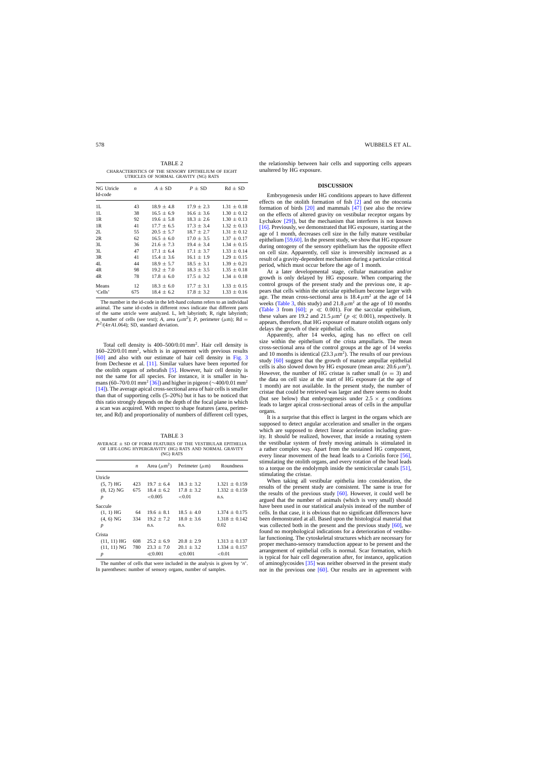TABLE 2

CHARACTERISTICS OF THE SENSORY EPITHELIUM OF EIGHT UTRICLES OF NORMAL GRAVITY (NG) RATS

| NG Utricle Id-code | $n$ | $A \pm$ SD | $P \pm$ SD | Rd $\pm$ SD |
|---|---|---|---|---|
| 1L | 43 | 18.9 ± 4.8 | 17.9 ± 2.3 | 1.31 ± 0.18 |
| 1L | 38 | 16.5 ± 6.9 | 16.6 ± 3.6 | 1.30 ± 0.12 |
| 1R | 92 | 19.6 ± 5.8 | 18.3 ± 2.6 | 1.30 ± 0.13 |
| 1R | 41 | 17.7 ± 6.5 | 17.3 ± 3.4 | 1.32 ± 0.13 |
| 2L | 55 | 20.5 ± 5.7 | 18.7 ± 2.7 | 1.31 ± 0.12 |
| 2R | 62 | 16.5 ± 6.0 | 17.0 ± 3.5 | 1.37 ± 0.17 |
| 3L | 36 | 21.6 ± 7.3 | 19.4 ± 3.4 | 1.34 ± 0.15 |
| 3L | 47 | 17.1 ± 6.4 | 17.1 ± 3.7 | 1.33 ± 0.14 |
| 3R | 41 | 15.4 ± 3.6 | 16.1 ± 1.9 | 1.29 ± 0.15 |
| 4L | 44 | 18.9 ± 5.7 | 18.5 ± 3.1 | 1.39 ± 0.21 |
| 4R | 98 | 19.2 ± 7.0 | 18.3 ± 3.5 | 1.35 ± 0.18 |
| 4R | 78 | 17.8 ± 6.0 | 17.5 ± 3.2 | 1.34 ± 0.18 |
| Means | 12 | 18.3 ± 6.0 | 17.7 ± 3.1 | 1.33 ± 0.15 |
| 'Cells' | 675 | 18.4 ± 6.2 | 17.8 ± 3.2 | 1.33 ± 0.16 |

The number in the id-code in the left-hand column refers to an individual animal. The same id-codes in different rows indicate that different parts of the same utricle were analyzed. L, left labyrinth; R, right labyrinth; $n$, number of cells (see text); $A$, area ($\mu m^2$); $P$, perimeter ($\mu m$); Rd $= P^2/(4\pi A1.064)$; SD, standard deviation.

Total cell density is 400–500/0.01 mm$^2$. Hair cell density is 160–220/0.01 mm$^2$, which is in agreement with previous results [60] and also with our estimate of hair cell density in Fig. 3 from Dechesne et al. [11]. Similar values have been reported for the otolith organs of zebrafish [5]. However, hair cell density is not the same for all species. For instance, it is smaller in humans (60–70/0.01 mm$^2$ [36]) and higher in pigeon (~400/0.01 mm$^2$ [14]). The average apical cross-sectional area of hair cells is smaller than that of supporting cells (5–20%) but it has to be noticed that this ratio strongly depends on the depth of the focal plane in which a scan was acquired. With respect to shape features (area, perimeter, and Rd) and proportionality of numbers of different cell types,

TABLE 3

AVERAGE ± SD OF FORM FEATURES OF THE VESTIBULAR EPITHELIA OF LIFE-LONG HYPERGRAVITY (HG) RATS AND NORMAL GRAVITY (NG) RATS

| | $n$ | Area ($\mu m^2$) | Perimeter ($\mu$m) | Roundness |
|---|---|---|---|---|
| Utricle | | | | |
| (5, 7) HG | 423 | 19.7 ± 6.4 | 18.3 ± 3.2 | 1.321 ± 0.159 |
| (8, 12) NG | 675 | 18.4 ± 6.2 | 17.8 ± 3.2 | 1.332 ± 0.159 |
| $p$ | | <0.005 | <0.01 | n.s. |
| Saccule | | | | |
| (1, 1) HG | 64 | 19.6 ± 8.1 | 18.5 ± 4.0 | 1.374 ± 0.175 |
| (4, 6) NG | 334 | 19.2 ± 7.2 | 18.0 ± 3.6 | 1.318 ± 0.142 |
| $p$ | | n.s. | n.s. | 0.02 |
| Crista | | | | |
| (11, 11) HG | 608 | 25.2 ± 6.9 | 20.8 ± 2.9 | 1.313 ± 0.137 |
| (11, 11) NG | 780 | 23.3 ± 7.0 | 20.1 ± 3.2 | 1.334 ± 0.157 |
| $p$ | | ≪0.001 | ≪0.001 | <0.01 |

The number of cells that were included in the analysis is given by '$n$'. In parentheses: number of sensory organs, number of samples.

the relationship between hair cells and supporting cells appears unaltered by HG exposure.

## DISCUSSION

Embryogenesis under HG conditions appears to have different effects on the otolith formation of fish [2] and on the otoconia formation of birds [20] and mammals [47] (see also the review on the effects of altered gravity on vestibular receptor organs by Lychakov [29]), but the mechanism that interferes is not known [16]. Previously, we demonstrated that HG exposure, starting at the age of 1 month, decreases cell size in the fully mature vestibular epithelium [59,60]. In the present study, we show that HG exposure during ontogeny of the sensory epithelium has the opposite effect on cell size. Apparently, cell size is irreversibly increased as a result of a gravity-dependent mechanism during a particular critical period, which must occur before the age of 1 month.

At a later developmental stage, cellular maturation and/or growth is only delayed by HG exposure. When comparing the control groups of the present study and the previous one, it appears that cells within the utricular epithelium become larger with age. The mean cross-sectional area is 18.4 $\mu m^2$ at the age of 14 weeks (Table 3, this study) and 21.8 $\mu m^2$ at the age of 10 months (Table 3 from [60]; $p \ll 0.001$). For the saccular epithelium, these values are 19.2 and 21.5 $\mu m^2$ ($p \ll 0.001$), respectively. It appears, therefore, that HG exposure of mature otolith organs only delays the growth of their epithelial cells.

Apparently, after 14 weeks, aging has no effect on cell size within the epithelium of the crista ampullaris. The mean cross-sectional area of the control groups at the age of 14 weeks and 10 months is identical (23.3 $\mu m^2$). The results of our previous study [60] suggest that the growth of mature ampullar epithelial cells is also slowed down by HG exposure (mean area: 20.6 $\mu m^2$). However, the number of HG cristae is rather small ($n = 3$) and the data on cell size at the start of HG exposure (at the age of 1 month) are not available. In the present study, the number of cristae that could be retrieved was larger and there seems no doubt (but see below) that embryogenesis under $2.5 \times g$ conditions leads to larger apical cross-sectional areas of cells in the ampullar organs.

It is a surprise that this effect is largest in the organs which are supposed to detect angular acceleration and smaller in the organs which are supposed to detect linear acceleration including gravity. It should be realized, however, that inside a rotating system the vestibular system of freely moving animals is stimulated in a rather complex way. Apart from the sustained HG component, every linear movement of the head leads to a Coriolis force [56], stimulating the otolith organs, and every rotation of the head leads to a torque on the endolymph inside the semicircular canals [51], stimulating the cristae.

When taking all vestibular epithelia into consideration, the results of the present study are consistent. The same is true for the results of the previous study [60]. However, it could well be argued that the number of animals (which is very small) should have been used in our statistical analysis instead of the number of cells. In that case, it is obvious that no significant differences have been demonstrated at all. Based upon the histological material that was collected both in the present and the previous study [60], we found no morphological indications for a deterioration of vestibular functioning. The cytoskeletal structures which are necessary for proper mechano-sensory transduction appear to be present and the arrangement of epithelial cells is normal. Scar formation, which is typical for hair cell degeneration after, for instance, application of aminoglycosides [35] was neither observed in the present study nor in the previous one [60]. Our results are in agreement with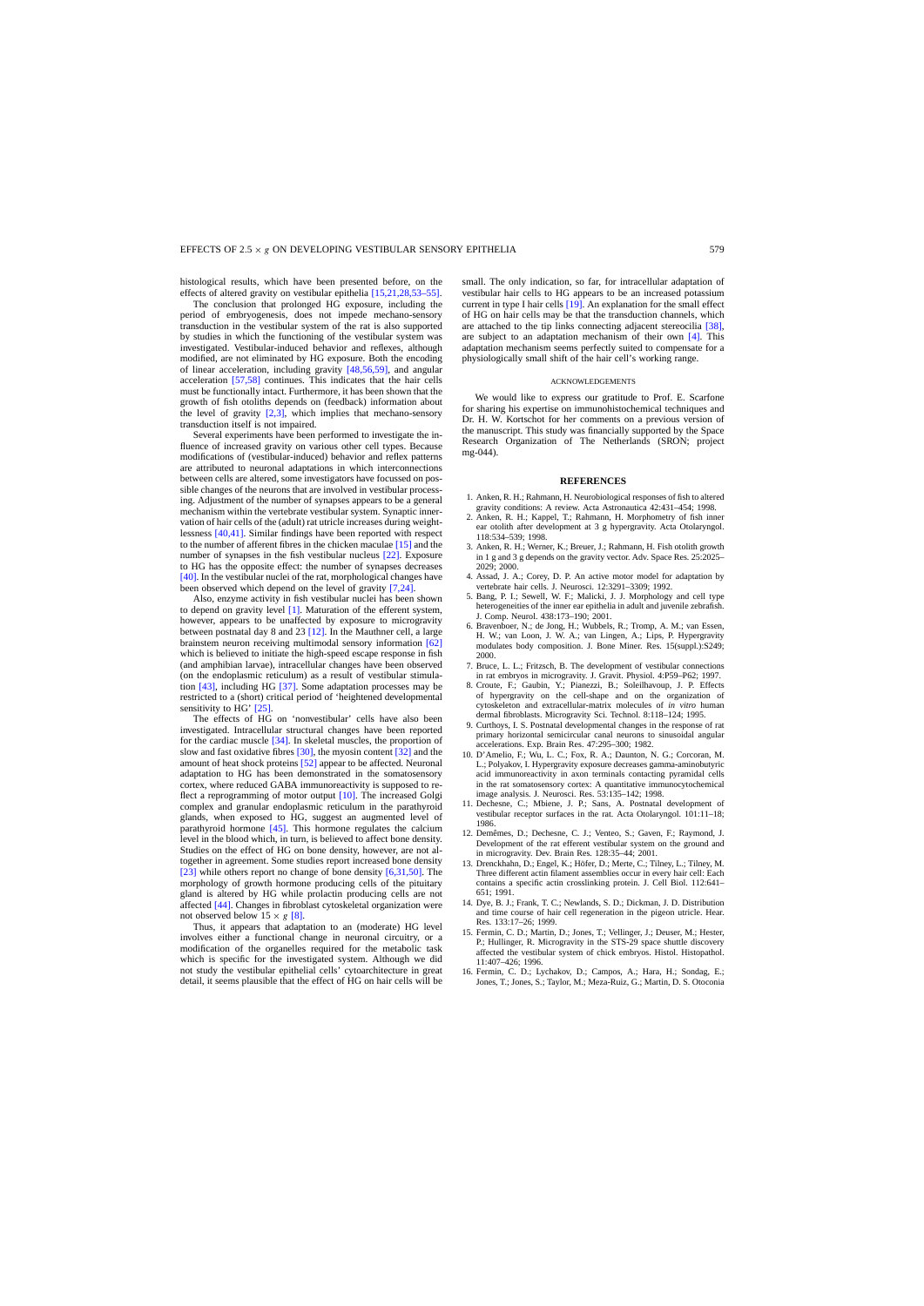histological results, which have been presented before, on the effects of altered gravity on vestibular epithelia [15,21,28,53–55].

The conclusion that prolonged HG exposure, including the period of embryogenesis, does not impede mechano-sensory transduction in the vestibular system of the rat is also supported by studies in which the functioning of the vestibular system was investigated. Vestibular-induced behavior and reflexes, although modified, are not eliminated by HG exposure. Both the encoding of linear acceleration, including gravity [48,56,59], and angular acceleration [57,58] continues. This indicates that the hair cells must be functionally intact. Furthermore, it has been shown that the growth of fish otoliths depends on (feedback) information about the level of gravity [2,3], which implies that mechano-sensory transduction itself is not impaired.

Several experiments have been performed to investigate the influence of increased gravity on various other cell types. Because modifications of (vestibular-induced) behavior and reflex patterns are attributed to neuronal adaptations in which interconnections between cells are altered, some investigators have focussed on possible changes of the neurons that are involved in vestibular processing. Adjustment of the number of synapses appears to be a general mechanism within the vertebrate vestibular system. Synaptic innervation of hair cells of the (adult) rat utricle increases during weightlessness [40,41]. Similar findings have been reported with respect to the number of afferent fibres in the chicken maculae [15] and the number of synapses in the fish vestibular nucleus [22]. Exposure to HG has the opposite effect: the number of synapses decreases [40]. In the vestibular nuclei of the rat, morphological changes have been observed which depend on the level of gravity [7,24].

Also, enzyme activity in fish vestibular nuclei has been shown to depend on gravity level [1]. Maturation of the efferent system, however, appears to be unaffected by exposure to microgravity between postnatal day 8 and 23 [12]. In the Mauthner cell, a large brainstem neuron receiving multimodal sensory information [62] which is believed to initiate the high-speed escape response in fish (and amphibian larvae), intracellular changes have been observed (on the endoplasmic reticulum) as a result of vestibular stimulation [43], including HG [37]. Some adaptation processes may be restricted to a (short) critical period of 'heightened developmental sensitivity to HG' [25].

The effects of HG on 'nonvestibular' cells have also been investigated. Intracellular structural changes have been reported for the cardiac muscle [34]. In skeletal muscles, the proportion of slow and fast oxidative fibres [30], the myosin content [32] and the amount of heat shock proteins [52] appear to be affected. Neuronal adaptation to HG has been demonstrated in the somatosensory cortex, where reduced GABA immunoreactivity is supposed to reflect a reprogramming of motor output [10]. The increased Golgi complex and granular endoplasmic reticulum in the parathyroid glands, when exposed to HG, suggest an augmented level of parathyroid hormone [45]. This hormone regulates the calcium level in the blood which, in turn, is believed to affect bone density. Studies on the effect of HG on bone density, however, are not altogether in agreement. Some studies report increased bone density [23] while others report no change of bone density [6,31,50]. The morphology of growth hormone producing cells of the pituitary gland is altered by HG while prolactin producing cells are not affected [44]. Changes in fibroblast cytoskeletal organization were not observed below $15 \times g$ [8].

Thus, it appears that adaptation to an (moderate) HG level involves either a functional change in neuronal circuitry, or a modification of the organelles required for the metabolic task which is specific for the investigated system. Although we did not study the vestibular epithelial cells' cytoarchitecture in great detail, it seems plausible that the effect of HG on hair cells will be small. The only indication, so far, for intracellular adaptation of vestibular hair cells to HG appears to be an increased potassium current in type I hair cells [19]. An explanation for the small effect of HG on hair cells may be that the transduction channels, which are attached to the tip links connecting adjacent stereocilia [38], are subject to an adaptation mechanism of their own [4]. This adaptation mechanism seems perfectly suited to compensate for a physiologically small shift of the hair cell's working range.

## ACKNOWLEDGEMENTS

We would like to express our gratitude to Prof. E. Scarfone for sharing his expertise on immunohistochemical techniques and Dr. H. W. Kortschot for her comments on a previous version of the manuscript. This study was financially supported by the Space Research Organization of The Netherlands (SRON; project mg-044).

## REFERENCES

1. Anken, R. H.; Rahmann, H. Neurobiological responses of fish to altered gravity conditions: A review. Acta Astronautica 42:431–454; 1998.
2. Anken, R. H.; Kappel, T.; Rahmann, H. Morphometry of fish inner ear otolith after development at 3 g hypergravity. Acta Otolaryngol. 118:534–539; 1998.
3. Anken, R. H.; Werner, K.; Breuer, J.; Rahmann, H. Fish otolith growth in 1 g and 3 g depends on the gravity vector. Adv. Space Res. 25:2025–2029; 2000.
4. Assad, J. A.; Corey, D. P. An active motor model for adaptation by vertebrate hair cells. J. Neurosci. 12:3291–3309; 1992.
5. Bang, P. I.; Sewell, W. F.; Malicki, J. J. Morphology and cell type heterogeneities of the inner ear epithelia in adult and juvenile zebrafish. J. Comp. Neurol. 438:173–190; 2001.
6. Bravenboer, N.; de Jong, H.; Wubbels, R.; Tromp, A. M.; van Essen, H. W.; van Loon, J. W. A.; van Lingen, A.; Lips, P. Hypergravity modulates body composition. J. Bone Miner. Res. 15(suppl.):S249; 2000.
7. Bruce, L. L.; Fritzsch, B. The development of vestibular connections in rat embryos in microgravity. J. Gravit. Physiol. 4:P59–P62; 1997.
8. Croute, F.; Gaubin, Y.; Pianezzi, B.; Soleilhavoup, J. P. Effects of hypergravity on the cell-shape and on the organization of cytoskeleton and extracellular-matrix molecules of *in vitro* human dermal fibroblasts. Microgravity Sci. Technol. 8:118–124; 1995.
9. Curthoys, I. S. Postnatal developmental changes in the response of rat primary horizontal semicircular canal neurons to sinusoidal angular accelerations. Exp. Brain Res. 47:295–300; 1982.
10. D'Amelio, F.; Wu, L. C.; Fox, R. A.; Daunton, N. G.; Corcoran, M. L.; Polyakov, I. Hypergravity exposure decreases gamma-aminobutyric acid immunoreactivity in axon terminals contacting pyramidal cells in the rat somatosensory cortex: A quantitative immunocytochemical image analysis. J. Neurosci. Res. 53:135–142; 1998.
11. Dechesne, C.; Mbiene, J. P.; Sans, A. Postnatal development of vestibular receptor surfaces in the rat. Acta Otolaryngol. 101:11–18; 1986.
12. Demêmes, D.; Dechesne, C. J.; Venteo, S.; Gaven, F.; Raymond, J. Development of the rat efferent vestibular system on the ground and in microgravity. Dev. Brain Res. 128:35–44; 2001.
13. Drenckhahn, D.; Engel, K.; Höfer, D.; Merte, C.; Tilney, L.; Tilney, M. Three different actin filament assemblies occur in every hair cell: Each contains a specific actin crosslinking protein. J. Cell Biol. 112:641–651; 1991.
14. Dye, B. J.; Frank, T. C.; Newlands, S. D.; Dickman, J. D. Distribution and time course of hair cell regeneration in the pigeon utricle. Hear. Res. 133:17–26; 1999.
15. Fermin, C. D.; Martin, D.; Jones, T.; Vellinger, J.; Deuser, M.; Hester, P.; Hullinger, R. Microgravity in the STS-29 space shuttle discovery affected the vestibular system of chick embryos. Histol. Histopathol. 11:407–426; 1996.
16. Fermin, C. D.; Lychakov, D.; Campos, A.; Hara, H.; Sondag, E.; Jones, T.; Jones, S.; Taylor, M.; Meza-Ruiz, G.; Martin, D. S. Otoconia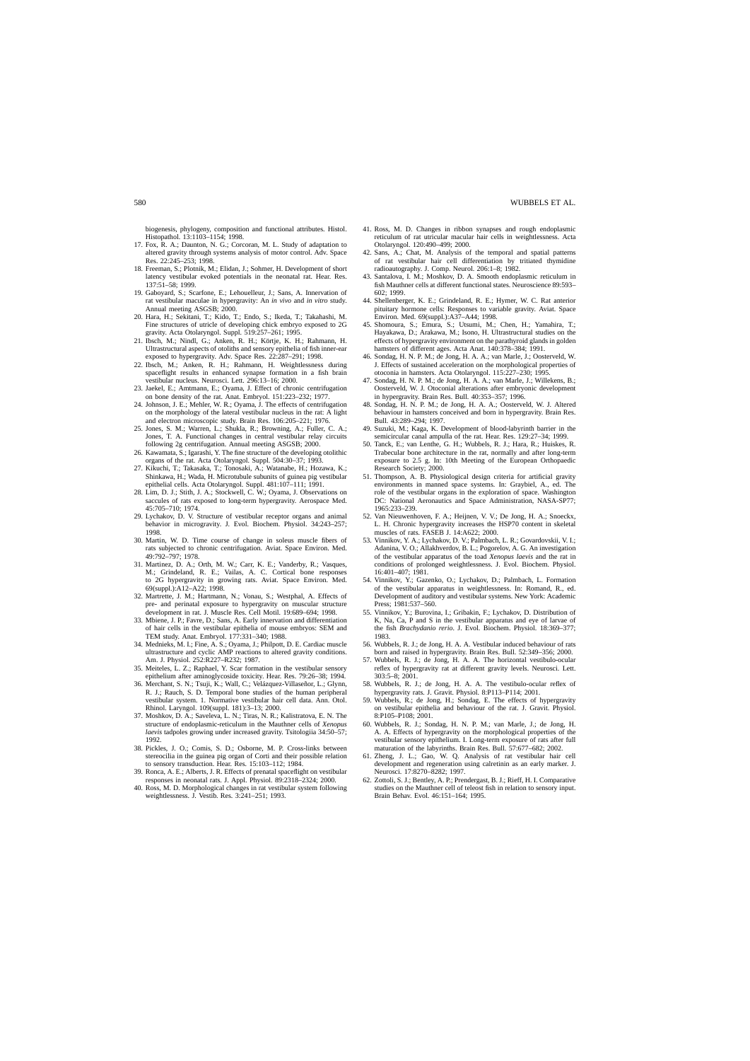biogenesis, phylogeny, composition and functional attributes. Histol. Histopathol. 13:1103–1154; 1998.

17. Fox, R. A.; Daunton, N. G.; Corcoran, M. L. Study of adaptation to altered gravity through systems analysis of motor control. Adv. Space Res. 22:245–253; 1998.
18. Freeman, S.; Plotnik, M.; Elidan, J.; Sohmer, H. Development of short latency vestibular evoked potentials in the neonatal rat. Hear. Res. 137:51–58; 1999.
19. Gaboyard, S.; Scarfone, E.; Lehouelleur, J.; Sans, A. Innervation of rat vestibular maculae in hypergravity: An *in vivo* and *in vitro* study. Annual meeting ASGSB; 2000.
20. Hara, H.; Sekitani, T.; Kido, T.; Endo, S.; Ikeda, T.; Takahashi, M. Fine structures of utricle of developing chick embryo exposed to 2G gravity. Acta Otolaryngol. Suppl. 519:257–261; 1995.
21. Ibsch, M.; Nindl, G.; Anken, R. H.; Körtje, K. H.; Rahmann, H. Ultrastructural aspects of otoliths and sensory epithelia of fish inner-ear exposed to hypergravity. Adv. Space Res. 22:287–291; 1998.
22. Ibsch, M.; Anken, R. H.; Rahmann, H. Weightlessness during spaceflight results in enhanced synapse formation in a fish brain vestibular nucleus. Neurosci. Lett. 296:13–16; 2000.
23. Jaekel, E.; Amtmann, E.; Oyama, J. Effect of chronic centrifugation on bone density of the rat. Anat. Embryol. 151:223–232; 1977.
24. Johnson, J. E.; Mehler, W. R.; Oyama, J. The effects of centrifugation on the morphology of the lateral vestibular nucleus in the rat: A light and electron microscopic study. Brain Res. 106:205–221; 1976.
25. Jones, S. M.; Warren, L.; Shukla, R.; Browning, A.; Fuller, C. A.; Jones, T. A. Functional changes in central vestibular relay circuits following 2g centrifugation. Annual meeting ASGSB; 2000.
26. Kawamata, S.; Igarashi, Y. The fine structure of the developing otolithic organs of the rat. Acta Otolaryngol. Suppl. 504:30–37; 1993.
27. Kikuchi, T.; Takasaka, T.; Tonosaki, A.; Watanabe, H.; Hozawa, K.; Shinkawa, H.; Wada, H. Microtubule subunits of guinea pig vestibular epithelial cells. Acta Otolaryngol. Suppl. 481:107–111; 1991.
28. Lim, D. J.; Stith, J. A.; Stockwell, C. W.; Oyama, J. Observations on saccules of rats exposed to long-term hypergravity. Aerospace Med. 45:705–710; 1974.
29. Lychakov, D. V. Structure of vestibular receptor organs and animal behavior in microgravity. J. Evol. Biochem. Physiol. 34:243–257; 1998.
30. Martin, W. D. Time course of change in soleus muscle fibers of rats subjected to chronic centrifugation. Aviat. Space Environ. Med. 49:792–797; 1978.
31. Martinez, D. A.; Orth, M. W.; Carr, K. E.; Vanderby, R.; Vasques, M.; Grindeland, R. E.; Vailas, A. C. Cortical bone responses to 2G hypergravity in growing rats. Aviat. Space Environ. Med. 69(suppl.):A12–A22; 1998.
32. Martrette, J. M.; Hartmann, N.; Vonau, S.; Westphal, A. Effects of pre- and perinatal exposure to hypergravity on muscular structure development in rat. J. Muscle Res. Cell Motil. 19:689–694; 1998.
33. Mbiene, J. P.; Favre, D.; Sans, A. Early innervation and differentiation of hair cells in the vestibular epithelia of mouse embryos: SEM and TEM study. Anat. Embryol. 177:331–340; 1988.
34. Mednieks, M. I.; Fine, A. S.; Oyama, J.; Philpott, D. E. Cardiac muscle ultrastructure and cyclic AMP reactions to altered gravity conditions. Am. J. Physiol. 252:R227–R232; 1987.
35. Meiteles, L. Z.; Raphael, Y. Scar formation in the vestibular sensory epithelium after aminoglycoside toxicity. Hear. Res. 79:26–38; 1994.
36. Merchant, S. N.; Tsuji, K.; Wall, C.; Velázquez-Villaseñor, L.; Glynn, R. J.; Rauch, S. D. Temporal bone studies of the human peripheral vestibular system. 1. Normative vestibular hair cell data. Ann. Otol. Rhinol. Laryngol. 109(suppl. 181):3–13; 2000.
37. Moshkov, D. A.; Saveleva, L. N.; Tiras, N. R.; Kalistratova, E. N. The structure of endoplasmic-reticulum in the Mauthner cells of *Xenopus laevis* tadpoles growing under increased gravity. Tsitologiia 34:50–57; 1992.
38. Pickles, J. O.; Comis, S. D.; Osborne, M. P. Cross-links between stereocilia in the guinea pig organ of Corti and their possible relation to sensory transduction. Hear. Res. 15:103–112; 1984.
39. Ronca, A. E.; Alberts, J. R. Effects of prenatal spaceflight on vestibular responses in neonatal rats. J. Appl. Physiol. 89:2318–2324; 2000.
40. Ross, M. D. Morphological changes in rat vestibular system following weightlessness. J. Vestib. Res. 3:241–251; 1993.
41. Ross, M. D. Changes in ribbon synapses and rough endoplasmic reticulum of rat utricular macular hair cells in weightlessness. Acta Otolaryngol. 120:490–499; 2000.
42. Sans, A.; Chat, M. Analysis of the temporal and spatial patterns of rat vestibular hair cell differentiation by tritiated thymidine radioautography. J. Comp. Neurol. 206:1–8; 1982.
43. Santalova, I. M.; Moshkov, D. A. Smooth endoplasmic reticulum in fish Mauthner cells at different functional states. Neuroscience 89:593–602; 1999.
44. Shellenberger, K. E.; Grindeland, R. E.; Hymer, W. C. Rat anterior pituitary hormone cells: Responses to variable gravity. Aviat. Space Environ. Med. 69(suppl.):A37–A44; 1998.
45. Shomoura, S.; Emura, S.; Utsumi, M.; Chen, H.; Yamahira, T.; Hayakawa, D.; Arakawa, M.; Isono, H. Ultrastructural studies on the effects of hypergravity environment on the parathyroid glands in golden hamsters of different ages. Acta Anat. 140:378–384; 1991.
46. Sondag, H. N. P. M.; de Jong, H. A. A.; van Marle, J.; Oosterveld, W. J. Effects of sustained acceleration on the morphological properties of otoconia in hamsters. Acta Otolaryngol. 115:227–230; 1995.
47. Sondag, H. N. P. M.; de Jong, H. A. A.; van Marle, J.; Willekens, B.; Oosterveld, W. J. Otoconial alterations after embryonic development in hypergravity. Brain Res. Bull. 40:353–357; 1996.
48. Sondag, H. N. P. M.; de Jong, H. A. A.; Oosterveld, W. J. Altered behaviour in hamsters conceived and born in hypergravity. Brain Res. Bull. 43:289–294; 1997.
49. Suzuki, M.; Kaga, K. Development of blood-labyrinth barrier in the semicircular canal ampulla of the rat. Hear. Res. 129:27–34; 1999.
50. Tanck, E.; van Lenthe, G. H.; Wubbels, R. J.; Hara, R.; Huiskes, R. Trabecular bone architecture in the rat, normally and after long-term exposure to 2.5 g. In: 10th Meeting of the European Orthopaedic Research Society; 2000.
51. Thompson, A. B. Physiological design criteria for artificial gravity environments in manned space systems. In: Graybiel, A., ed. The role of the vestibular organs in the exploration of space. Washington DC: National Aeronautics and Space Administration, NASA-SP77; 1965:233–239.
52. Van Nieuwenhoven, F. A.; Heijnen, V. V.; De Jong, H. A.; Snoeckx, L. H. Chronic hypergravity increases the HSP70 content in skeletal muscles of rats. FASEB J. 14:A622; 2000.
53. Vinnikov, Y. A.; Lychakov, D. V.; Palmbach, L. R.; Govardovskii, V. I.; Adanina, V. O.; Allakhverdov, B. L.; Pogorelov, A. G. An investigation of the vestibular apparatus of the toad *Xenopus laevis* and the rat in conditions of prolonged weightlessness. J. Evol. Biochem. Physiol. 16:401–407; 1981.
54. Vinnikov, Y.; Gazenko, O.; Lychakov, D.; Palmbach, L. Formation of the vestibular apparatus in weightlessness. In: Romand, R., ed. Development of auditory and vestibular systems. New York: Academic Press; 1981:537–560.
55. Vinnikov, Y.; Burovina, I.; Gribakin, F.; Lychakov, D. Distribution of K, Na, Ca, P and S in the vestibular apparatus and eye of larvae of the fish *Brachydanio rerio*. J. Evol. Biochem. Physiol. 18:369–377; 1983.
56. Wubbels, R. J.; de Jong, H. A. A. Vestibular induced behaviour of rats born and raised in hypergravity. Brain Res. Bull. 52:349–356; 2000.
57. Wubbels, R. J.; de Jong, H. A. A. The horizontal vestibulo-ocular reflex of hypergravity rat at different gravity levels. Neurosci. Lett. 303:5–8; 2001.
58. Wubbels, R. J.; de Jong, H. A. A. The vestibulo-ocular reflex of hypergravity rats. J. Gravit. Physiol. 8:P113–P114; 2001.
59. Wubbels, R.; de Jong, H.; Sondag, E. The effects of hypergravity on vestibular epithelia and behaviour of the rat. J. Gravit. Physiol. 8:P105–P108; 2001.
60. Wubbels, R. J.; Sondag, H. N. P. M.; van Marle, J.; de Jong, H. A. A. Effects of hypergravity on the morphological properties of the vestibular sensory epithelium. I. Long-term exposure of rats after full maturation of the labyrinths. Brain Res. Bull. 57:677–682; 2002.
61. Zheng, J. L.; Gao, W. Q. Analysis of rat vestibular hair cell development and regeneration using calretinin as an early marker. J. Neurosci. 17:8270–8282; 1997.
62. Zottoli, S. J.; Bentley, A. P.; Prendergast, B. J.; Rieff, H. I. Comparative studies on the Mauthner cell of teleost fish in relation to sensory input. Brain Behav. Evol. 46:151–164; 1995.